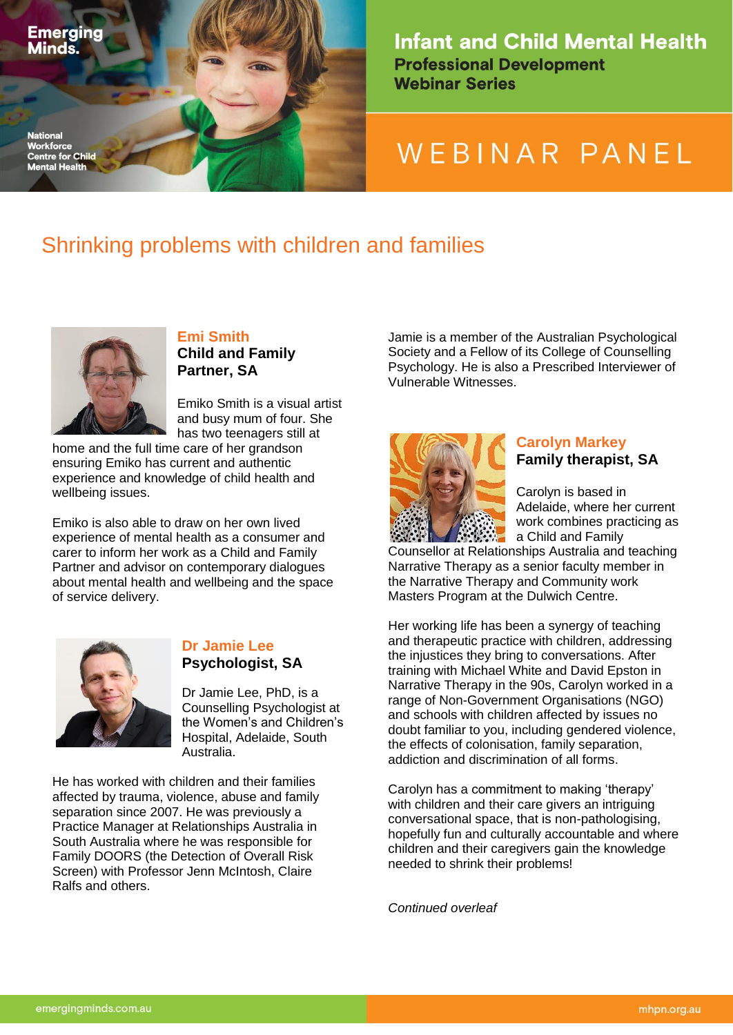Emerging Minds.

National Workforce Centre for Child Mental Health

# Infant and Child Mental Health

**Professional Development Webinar Series**

WEBINAR PANEL

## Shrinking problems with children and families

### Emi Smith
**Child and Family Partner, SA**

Emiko Smith is a visual artist and busy mum of four. She has two teenagers still at home and the full time care of her grandson ensuring Emiko has current and authentic experience and knowledge of child health and wellbeing issues.

Emiko is also able to draw on her own lived experience of mental health as a consumer and carer to inform her work as a Child and Family Partner and advisor on contemporary dialogues about mental health and wellbeing and the space of service delivery.

### Dr Jamie Lee
**Psychologist, SA**

Dr Jamie Lee, PhD, is a Counselling Psychologist at the Women's and Children's Hospital, Adelaide, South Australia.

He has worked with children and their families affected by trauma, violence, abuse and family separation since 2007. He was previously a Practice Manager at Relationships Australia in South Australia where he was responsible for Family DOORS (the Detection of Overall Risk Screen) with Professor Jenn McIntosh, Claire Ralfs and others.

Jamie is a member of the Australian Psychological Society and a Fellow of its College of Counselling Psychology. He is also a Prescribed Interviewer of Vulnerable Witnesses.

### Carolyn Markey
**Family therapist, SA**

Carolyn is based in Adelaide, where her current work combines practicing as a Child and Family Counsellor at Relationships Australia and teaching Narrative Therapy as a senior faculty member in the Narrative Therapy and Community work Masters Program at the Dulwich Centre.

Her working life has been a synergy of teaching and therapeutic practice with children, addressing the injustices they bring to conversations. After training with Michael White and David Epston in Narrative Therapy in the 90s, Carolyn worked in a range of Non-Government Organisations (NGO) and schools with children affected by issues no doubt familiar to you, including gendered violence, the effects of colonisation, family separation, addiction and discrimination of all forms.

Carolyn has a commitment to making 'therapy' with children and their care givers an intriguing conversational space, that is non-pathologising, hopefully fun and culturally accountable and where children and their caregivers gain the knowledge needed to shrink their problems!

*Continued overleaf*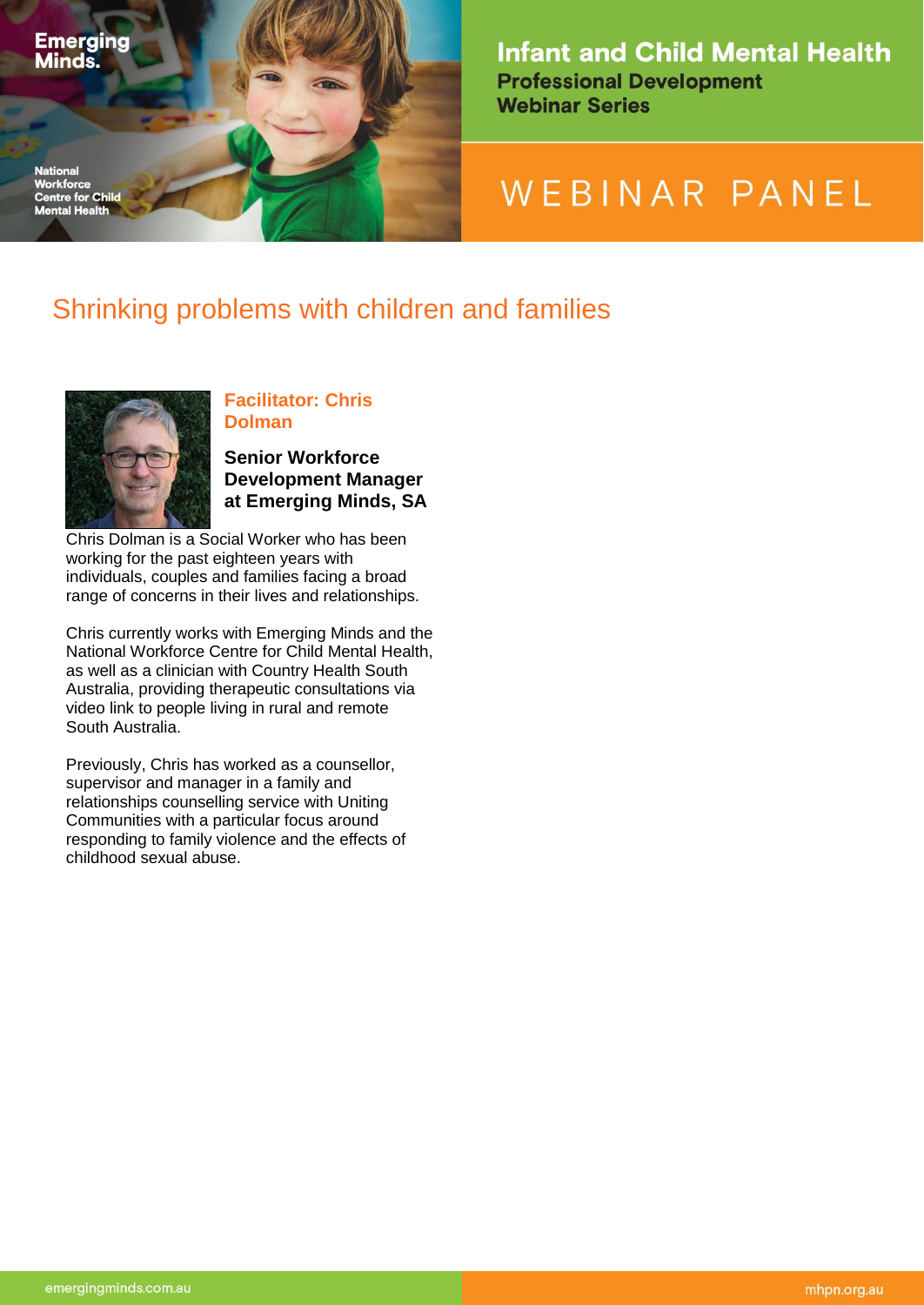Emerging Minds.

National Workforce Centre for Child Mental Health

**Infant and Child Mental Health**
**Professional Development Webinar Series**

# WEBINAR PANEL

## Shrinking problems with children and families

**Facilitator: Chris Dolman**

**Senior Workforce Development Manager at Emerging Minds, SA**

Chris Dolman is a Social Worker who has been working for the past eighteen years with individuals, couples and families facing a broad range of concerns in their lives and relationships.

Chris currently works with Emerging Minds and the National Workforce Centre for Child Mental Health, as well as a clinician with Country Health South Australia, providing therapeutic consultations via video link to people living in rural and remote South Australia.

Previously, Chris has worked as a counsellor, supervisor and manager in a family and relationships counselling service with Uniting Communities with a particular focus around responding to family violence and the effects of childhood sexual abuse.

emergingminds.com.au

mhpn.org.au